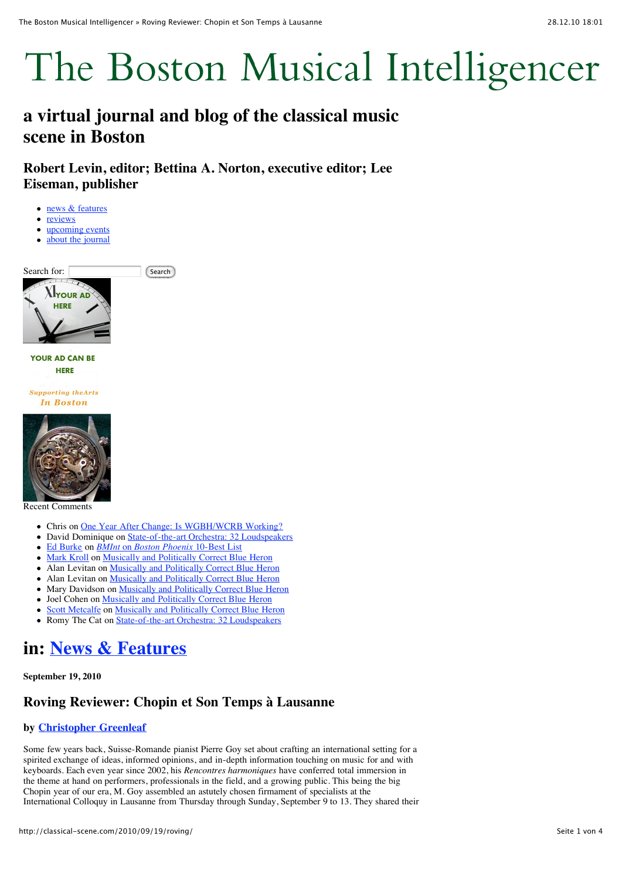# The Boston Musical Intelligencer

## a virtual journal and blog of the classical music scene in Boston

### Robert Levin, editor; Bettina A. Norton, executive editor; Lee Eiseman, publisher

- news & features
- reviews
- upcoming events
- about the journal

Search for: Search

YOUR AD HERE

YOUR AD CAN BE HERE

Supporting theArts In Boston

Recent Comments

- Chris on One Year After Change: Is WGBH/WCRB Working?
- David Dominique on State-of-the-art Orchestra: 32 Loudspeakers
- Ed Burke on *BMInt* on *Boston Phoenix* 10-Best List
- Mark Kroll on Musically and Politically Correct Blue Heron
- Alan Levitan on Musically and Politically Correct Blue Heron
- Alan Levitan on Musically and Politically Correct Blue Heron
- Mary Davidson on Musically and Politically Correct Blue Heron
- Joel Cohen on Musically and Politically Correct Blue Heron
- Scott Metcalfe on Musically and Politically Correct Blue Heron
- Romy The Cat on State-of-the-art Orchestra: 32 Loudspeakers

# in: News & Features

**September 19, 2010**

## Roving Reviewer: Chopin et Son Temps à Lausanne

### by Christopher Greenleaf

Some few years back, Suisse-Romande pianist Pierre Goy set about crafting an international setting for a spirited exchange of ideas, informed opinions, and in-depth information touching on music for and with keyboards. Each even year since 2002, his *Rencontres harmoniques* have conferred total immersion in the theme at hand on performers, professionals in the field, and a growing public. This being the big Chopin year of our era, M. Goy assembled an astutely chosen firmament of specialists at the International Colloquy in Lausanne from Thursday through Sunday, September 9 to 13. They shared their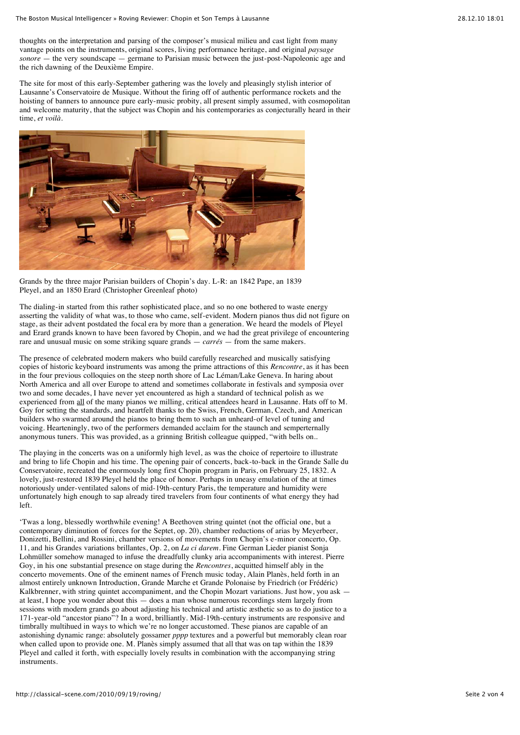thoughts on the interpretation and parsing of the composer's musical milieu and cast light from many vantage points on the instruments, original scores, living performance heritage, and original *paysage sonore* — the very soundscape — germane to Parisian music between the just-post-Napoleonic age and the rich dawning of the Deuxième Empire.

The site for most of this early-September gathering was the lovely and pleasingly stylish interior of Lausanne's Conservatoire de Musique. Without the firing off of authentic performance rockets and the hoisting of banners to announce pure early-music probity, all present simply assumed, with cosmopolitan and welcome maturity, that the subject was Chopin and his contemporaries as conjecturally heard in their time, *et voilà*.

Grands by the three major Parisian builders of Chopin's day. L-R: an 1842 Pape, an 1839 Pleyel, and an 1850 Erard (Christopher Greenleaf photo)

The dialing-in started from this rather sophisticated place, and so no one bothered to waste energy asserting the validity of what was, to those who came, self-evident. Modern pianos thus did not figure on stage, as their advent postdated the focal era by more than a generation. We heard the models of Pleyel and Erard grands known to have been favored by Chopin, and we had the great privilege of encountering rare and unusual music on some striking square grands — *carrés* — from the same makers.

The presence of celebrated modern makers who build carefully researched and musically satisfying copies of historic keyboard instruments was among the prime attractions of this *Rencontre*, as it has been in the four previous colloques on the steep north shore of Lac Léman/Lake Geneva. In haring about North America and all over Europe to attend and sometimes collaborate in festivals and symposia over two and some decades, I have never yet encountered as high a standard of technical polish as we experienced from all of the many pianos we milling, critical attendees heard in Lausanne. Hats off to M. Goy for setting the standards, and heartfelt thanks to the Swiss, French, German, Czech, and American builders who swarmed around the pianos to bring them to such an unheard-of level of tuning and voicing. Hearteningly, two of the performers demanded acclaim for the staunch and semperternally anonymous tuners. This was provided, as a grinning British colleague quipped, "with bells on..

The playing in the concerts was on a uniformly high level, as was the choice of repertoire to illustrate and bring to life Chopin and his time. The opening pair of concerts, back-to-back in the Grande Salle du Conservatoire, recreated the enormously long first Chopin program in Paris, on February 25, 1832. A lovely, just-restored 1839 Pleyel held the place of honor. Perhaps in uneasy emulation of the at times notoriously under-ventilated salons of mid-19th-century Paris, the temperature and humidity were unfortunately high enough to sap already tired travelers from four continents of what energy they had left.

'Twas a long, blessedly worthwhile evening! A Beethoven string quintet (not the official one, but a contemporary diminution of forces for the Septet, op. 20), chamber reductions of arias by Meyerbeer, Donizetti, Bellini, and Rossini, chamber versions of movements from Chopin's e-minor concerto, Op. 11, and his Grandes variations brillantes, Op. 2, on *La ci darem*. Fine German Lieder pianist Sonja Lohmüller somehow managed to infuse the dreadfully clunky aria accompaniments with interest. Pierre Goy, in his one substantial presence on stage during the *Rencontres*, acquitted himself ably in the concerto movements. One of the eminent names of French music today, Alain Planès, held forth in an almost entirely unknown Introduction, Grande Marche et Grande Polonaise by Friedrich (or Frédéric) Kalkbrenner, with string quintet accompaniment, and the Chopin Mozart variations. Just how, you ask — at least, I hope you wonder about this — does a man whose numerous recordings stem largely from sessions with modern grands go about adjusting his technical and artistic æsthetic so as to do justice to a 171-year-old "ancestor piano"? In a word, brilliantly. Mid-19th-century instruments are responsive and timbrally multihued in ways to which we're no longer accustomed. These pianos are capable of an astonishing dynamic range: absolutely gossamer *pppp* textures and a powerful but memorably clean roar when called upon to provide one. M. Planès simply assumed that all that was on tap within the 1839 Pleyel and called it forth, with especially lovely results in combination with the accompanying string instruments.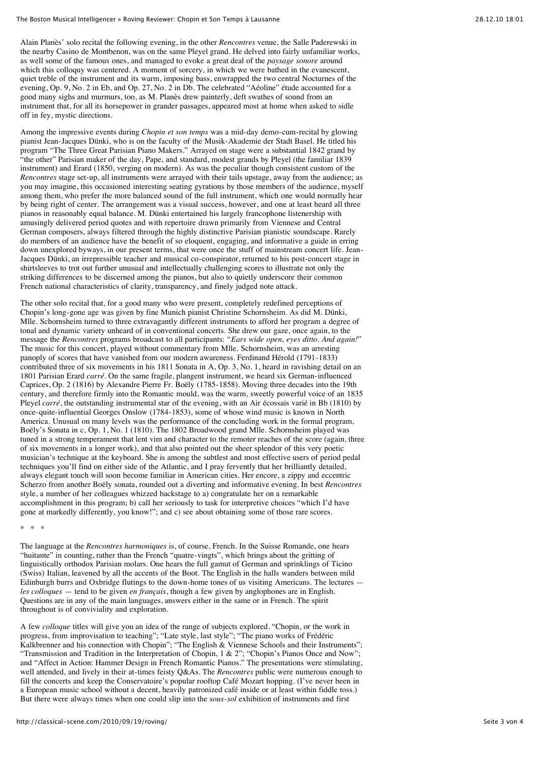Alain Planès' solo recital the following evening, in the other *Rencontres* venue, the Salle Paderewski in the nearby Casino de Montbenon, was on the same Pleyel grand. He delved into fairly unfamiliar works, as well some of the famous ones, and managed to evoke a great deal of the *paysage sonore* around which this colloquy was centered. A moment of sorcery, in which we were bathed in the evanescent, quiet treble of the instrument and its warm, imposing bass, enwrapped the two central Nocturnes of the evening, Op. 9, No. 2 in Eb, and Op. 27, No. 2 in Db. The celebrated "Aéoline" étude accounted for a good many sighs and murmurs, too, as M. Planès drew painterly, deft swathes of sound from an instrument that, for all its horsepower in grander passages, appeared most at home when asked to sidle off in fey, mystic directions.

Among the impressive events during *Chopin et son temps* was a mid-day demo-cum-recital by glowing pianist Jean-Jacques Dünki, who is on the faculty of the Musik-Akademie der Stadt Basel. He titled his program "The Three Great Parisian Piano Makers." Arrayed on stage were a substantial 1842 grand by "the other" Parisian maker of the day, Pape, and standard, modest grands by Pleyel (the familiar 1839 instrument) and Erard (1850, verging on modern). As was the peculiar though consistent custom of the *Rencontres* stage set-up, all instruments were arrayed with their tails upstage, away from the audience; as you may imagine, this occasioned interesting seating gyrations by those members of the audience, myself among them, who prefer the more balanced sound of the full instrument, which one would normally hear by being right of center. The arrangement was a visual success, however, and one at least heard all three pianos in reasonably equal balance. M. Dünki entertained his largely francophone listenership with amusingly delivered period quotes and with repertoire drawn primarily from Viennese and Central German composers, always filtered through the highly distinctive Parisian pianistic soundscape. Rarely do members of an audience have the benefit of so eloquent, engaging, and informative a guide in erring down unexplored byways, in our present terms, that were once the stuff of mainstream concert life. Jean-Jacques Dünki, an irrepressible teacher and musical co-conspirator, returned to his post-concert stage in shirtsleeves to trot out further unusual and intellectually challenging scores to illustrate not only the striking differences to be discerned among the pianos, but also to quietly underscore their common French national characteristics of clarity, transparency, and finely judged note attack.

The other solo recital that, for a good many who were present, completely redefined perceptions of Chopin's long-gone age was given by fine Munich pianist Christine Schornsheim. As did M. Dünki, Mlle. Schornsheim turned to three extravagantly different instruments to afford her program a degree of tonal and dynamic variety unheard of in conventional concerts. She drew our gaze, once again, to the message the *Rencontres* programs broadcast to all participants: "*Ears wide open, eyes ditto. And again!*" The music for this concert, played without commentary from Mlle. Schornsheim, was an arresting panoply of scores that have vanished from our modern awareness. Ferdinand Hérold (1791-1833) contributed three of six movements in his 1811 Sonata in A, Op. 3, No. 1, heard in ravishing detail on an 1801 Parisian Erard *carré*. On the same fragile, plangent instrument, we heard six German-influenced Caprices, Op. 2 (1816) by Alexandre Pierre Fr. Boëly (1785-1858). Moving three decades into the 19th century, and therefore firmly into the Romantic mould, was the warm, sweetly powerful voice of an 1835 Pleyel *carré*, the outstanding instrumental star of the evening, with an Air écossais varié in Bb (1810) by once-quite-influential Georges Onslow (1784-1853), some of whose wind music is known in North America. Unusual on many levels was the performance of the concluding work in the formal program, Boëly's Sonata in c, Op. 1, No. 1 (1810). The 1802 Broadwood grand Mlle. Schornsheim played was tuned in a strong temperament that lent vim and character to the remoter reaches of the score (again, three of six movements in a longer work), and that also pointed out the sheer splendor of this very poetic musician's technique at the keyboard. She is among the subtlest and most effective users of period pedal techniques you'll find on either side of the Atlantic, and I pray fervently that her brilliantly detailed, always elegant touch will soon become familiar in American cities. Her encore, a zippy and eccentric Scherzo from another Boëly sonata, rounded out a diverting and informative evening. In best *Rencontres* style, a number of her colleagues whizzed backstage to a) congratulate her on a remarkable accomplishment in this program; b) call her seriously to task for interpretive choices "which I'd have gone at markedly differently, you know!"; and c) see about obtaining some of those rare scores.

\* \* \*

The language at the *Rencontres harmoniques* is, of course, French. In the Suisse Romande, one hears "huitante" in counting, rather than the French "quatre-vingts", which brings about the gritting of linguistically orthodox Parisian molars. One hears the full gamut of German and sprinklings of Ticino (Swiss) Italian, leavened by all the accents of the Boot. The English in the halls wanders between mild Edinburgh burrs and Oxbridge flutings to the down-home tones of us visiting Americans. The lectures — *les colloques* — tend to be given *en français*, though a few given by anglophones are in English. Questions are in any of the main languages, answers either in the same or in French. The spirit throughout is of conviviality and exploration.

A few *colloque* titles will give you an idea of the range of subjects explored. "Chopin, or the work in progress, from improvisation to teaching"; "Late style, last style"; "The piano works of Frédéric Kalkbrenner and his connection with Chopin"; "The English & Viennese Schools and their Instruments"; "Transmission and Tradition in the Interpretation of Chopin, 1 & 2"; "Chopin's Pianos Once and Now"; and "Affect in Action: Hammer Design in French Romantic Pianos." The presentations were stimulating, well attended, and lively in their at-times feisty Q&As. The *Rencontres* public were numerous enough to fill the concerts and keep the Conservatoire's popular rooftop Café Mozart hopping. (I've never been in a European music school without a decent, heavily patronized café inside or at least within fiddle toss.) But there were always times when one could slip into the *sous-sol* exhibition of instruments and first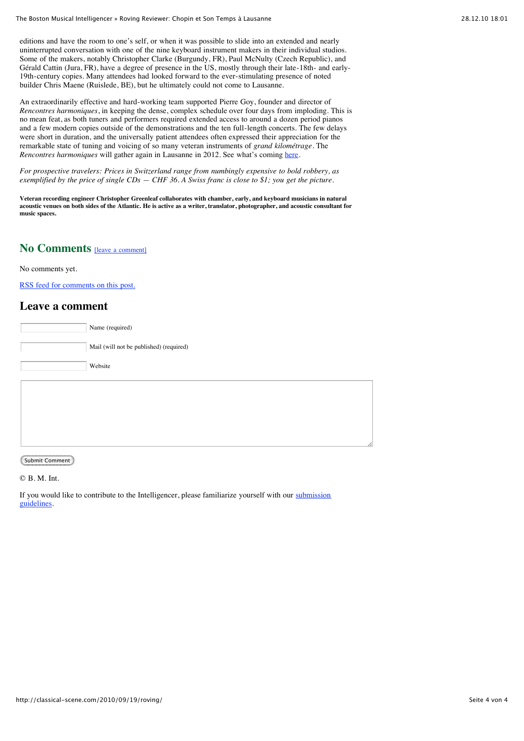editions and have the room to one's self, or when it was possible to slide into an extended and nearly uninterrupted conversation with one of the nine keyboard instrument makers in their individual studios. Some of the makers, notably Christopher Clarke (Burgundy, FR), Paul McNulty (Czech Republic), and Gérald Cattin (Jura, FR), have a degree of presence in the US, mostly through their late-18th- and early-19th-century copies. Many attendees had looked forward to the ever-stimulating presence of noted builder Chris Maene (Ruislede, BE), but he ultimately could not come to Lausanne.

An extraordinarily effective and hard-working team supported Pierre Goy, founder and director of *Rencontres harmoniques*, in keeping the dense, complex schedule over four days from imploding. This is no mean feat, as both tuners and performers required extended access to around a dozen period pianos and a few modern copies outside of the demonstrations and the ten full-length concerts. The few delays were short in duration, and the universally patient attendees often expressed their appreciation for the remarkable state of tuning and voicing of so many veteran instruments of *grand kilométrage*. The *Rencontres harmoniques* will gather again in Lausanne in 2012. See what's coming [here](#).

*For prospective travelers: Prices in Switzerland range from numbingly expensive to bold robbery, as exemplified by the price of single CDs — CHF 36. A Swiss franc is close to $1; you get the picture.*

**Veteran recording engineer Christopher Greenleaf collaborates with chamber, early, and keyboard musicians in natural acoustic venues on both sides of the Atlantic. He is active as a writer, translator, photographer, and acoustic consultant for music spaces.**

## No Comments [leave a comment]

No comments yet.

RSS feed for comments on this post.

## Leave a comment

Name (required)

Mail (will not be published) (required)

Website

Submit Comment

© B. M. Int.

If you would like to contribute to the Intelligencer, please familiarize yourself with our submission guidelines.